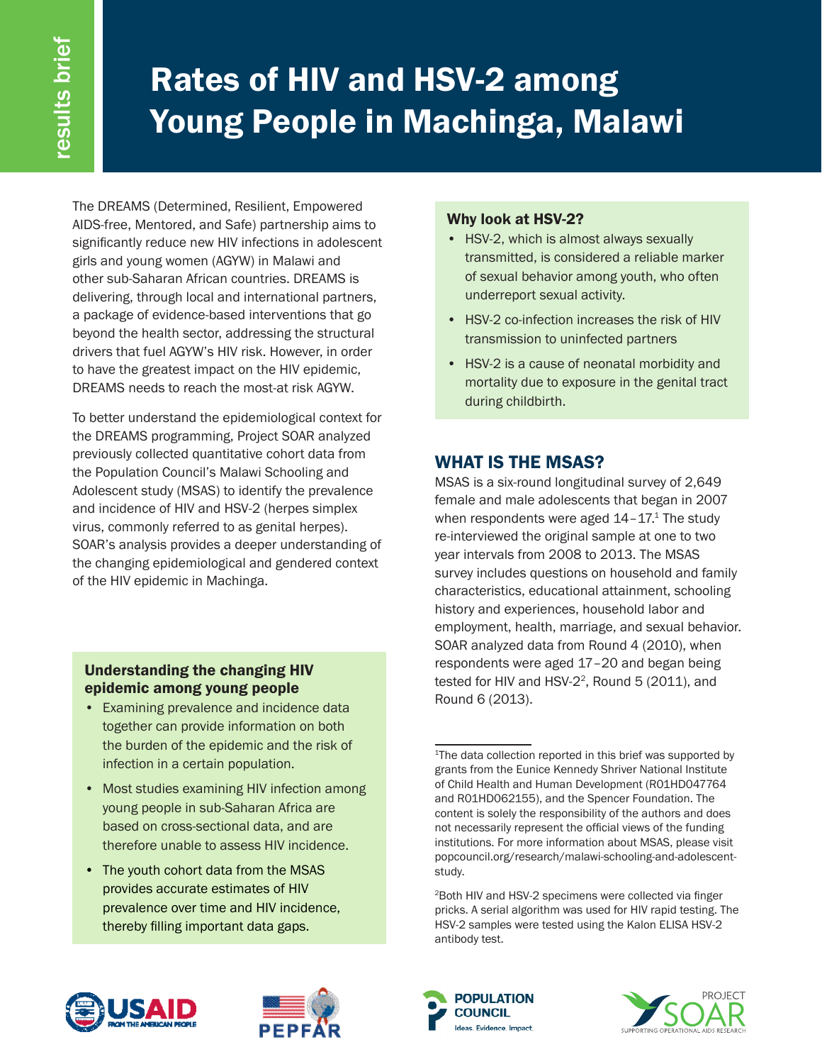results brief

# Rates of HIV and HSV-2 among Young People in Machinga, Malawi

The DREAMS (Determined, Resilient, Empowered AIDS-free, Mentored, and Safe) partnership aims to significantly reduce new HIV infections in adolescent girls and young women (AGYW) in Malawi and other sub-Saharan African countries. DREAMS is delivering, through local and international partners, a package of evidence-based interventions that go beyond the health sector, addressing the structural drivers that fuel AGYW's HIV risk. However, in order to have the greatest impact on the HIV epidemic, DREAMS needs to reach the most-at risk AGYW.

To better understand the epidemiological context for the DREAMS programming, Project SOAR analyzed previously collected quantitative cohort data from the Population Council's Malawi Schooling and Adolescent study (MSAS) to identify the prevalence and incidence of HIV and HSV-2 (herpes simplex virus, commonly referred to as genital herpes). SOAR's analysis provides a deeper understanding of the changing epidemiological and gendered context of the HIV epidemic in Machinga.

### Understanding the changing HIV epidemic among young people

- Examining prevalence and incidence data together can provide information on both the burden of the epidemic and the risk of infection in a certain population.
- Most studies examining HIV infection among young people in sub-Saharan Africa are based on cross-sectional data, and are therefore unable to assess HIV incidence.
- The youth cohort data from the MSAS provides accurate estimates of HIV prevalence over time and HIV incidence, thereby filling important data gaps.

### Why look at HSV-2?

- HSV-2, which is almost always sexually transmitted, is considered a reliable marker of sexual behavior among youth, who often underreport sexual activity.
- HSV-2 co-infection increases the risk of HIV transmission to uninfected partners
- HSV-2 is a cause of neonatal morbidity and mortality due to exposure in the genital tract during childbirth.

## WHAT IS THE MSAS?

MSAS is a six-round longitudinal survey of 2,649 female and male adolescents that began in 2007 when respondents were aged 14–17.[1] The study re-interviewed the original sample at one to two year intervals from 2008 to 2013. The MSAS survey includes questions on household and family characteristics, educational attainment, schooling history and experiences, household labor and employment, health, marriage, and sexual behavior. SOAR analyzed data from Round 4 (2010), when respondents were aged 17–20 and began being tested for HIV and HSV-2[2], Round 5 (2011), and Round 6 (2013).

[1]The data collection reported in this brief was supported by grants from the Eunice Kennedy Shriver National Institute of Child Health and Human Development (R01HD047764 and R01HD062155), and the Spencer Foundation. The content is solely the responsibility of the authors and does not necessarily represent the official views of the funding institutions. For more information about MSAS, please visit popcouncil.org/research/malawi-schooling-and-adolescent-study.

[2]Both HIV and HSV-2 specimens were collected via finger pricks. A serial algorithm was used for HIV rapid testing. The HSV-2 samples were tested using the Kalon ELISA HSV-2 antibody test.

USAID FROM THE AMERICAN PEOPLE | PEPFAR | POPULATION COUNCIL Ideas. Evidence. Impact. | PROJECT SOAR SUPPORTING OPERATIONAL AIDS RESEARCH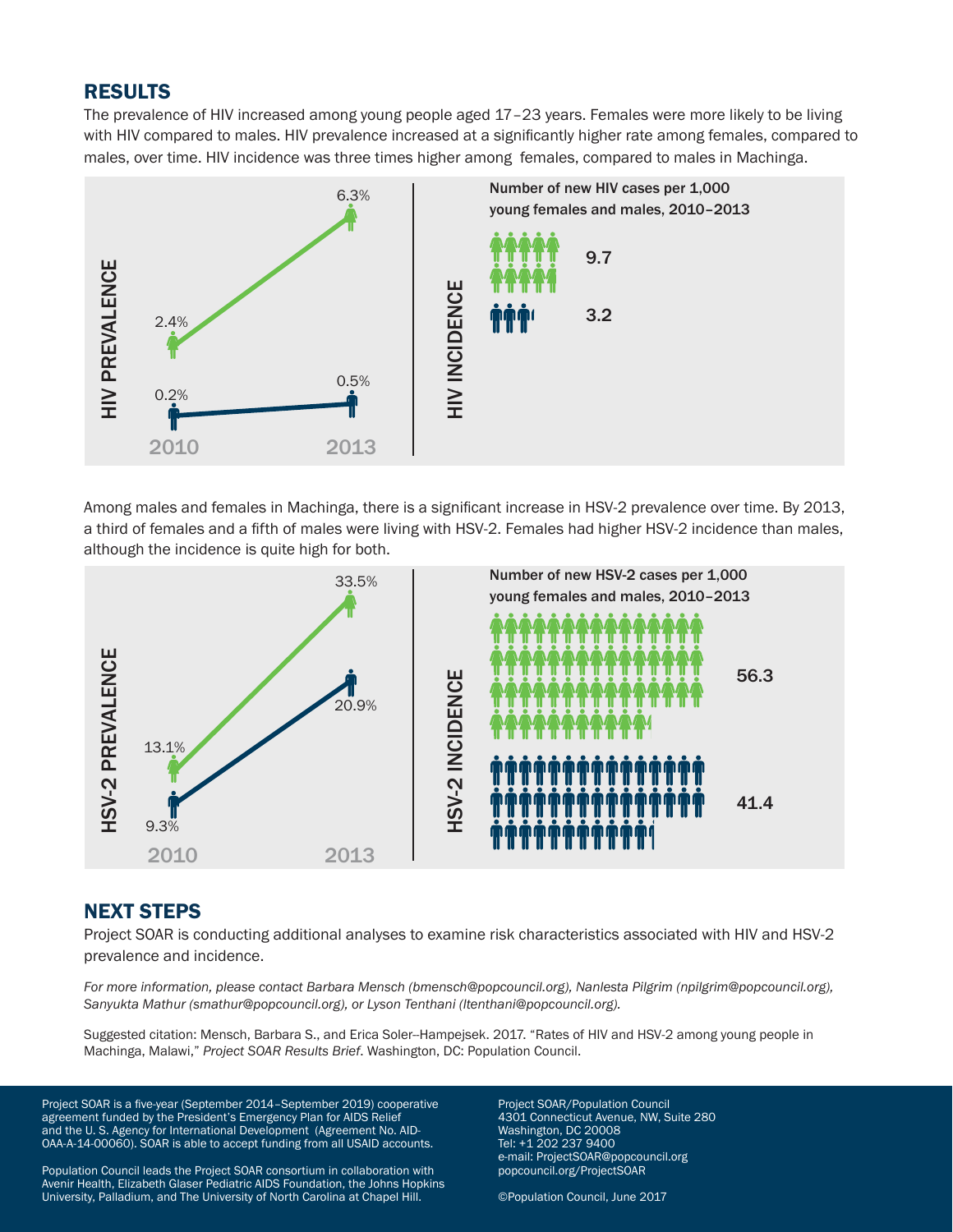## RESULTS

The prevalence of HIV increased among young people aged 17–23 years. Females were more likely to be living with HIV compared to males. HIV prevalence increased at a significantly higher rate among females, compared to males, over time. HIV incidence was three times higher among females, compared to males in Machinga.

HIV PREVALENCE

2.4%
6.3%
0.2%
0.5%
2010
2013

HIV INCIDENCE

Number of new HIV cases per 1,000 young females and males, 2010–2013

9.7
3.2

Among males and females in Machinga, there is a significant increase in HSV-2 prevalence over time. By 2013, a third of females and a fifth of males were living with HSV-2. Females had higher HSV-2 incidence than males, although the incidence is quite high for both.

HSV-2 PREVALENCE

13.1%
33.5%
9.3%
20.9%
2010
2013

HSV-2 INCIDENCE

Number of new HSV-2 cases per 1,000 young females and males, 2010–2013

56.3
41.4

## NEXT STEPS

Project SOAR is conducting additional analyses to examine risk characteristics associated with HIV and HSV-2 prevalence and incidence.

*For more information, please contact Barbara Mensch (bmensch@popcouncil.org), Nanlesta Pilgrim (npilgrim@popcouncil.org), Sanyukta Mathur (smathur@popcouncil.org), or Lyson Tenthani (ltenthani@popcouncil.org).*

Suggested citation: Mensch, Barbara S., and Erica Soler–Hampejsek. 2017. "Rates of HIV and HSV-2 among young people in Machinga, Malawi," *Project SOAR Results Brief*. Washington, DC: Population Council.

Project SOAR is a five-year (September 2014–September 2019) cooperative agreement funded by the President's Emergency Plan for AIDS Relief and the U. S. Agency for International Development (Agreement No. AID-OAA-A-14-00060). SOAR is able to accept funding from all USAID accounts.

Population Council leads the Project SOAR consortium in collaboration with Avenir Health, Elizabeth Glaser Pediatric AIDS Foundation, the Johns Hopkins University, Palladium, and The University of North Carolina at Chapel Hill.

Project SOAR/Population Council
4301 Connecticut Avenue, NW, Suite 280
Washington, DC 20008
Tel: +1 202 237 9400
e-mail: ProjectSOAR@popcouncil.org
popcouncil.org/ProjectSOAR

©Population Council, June 2017